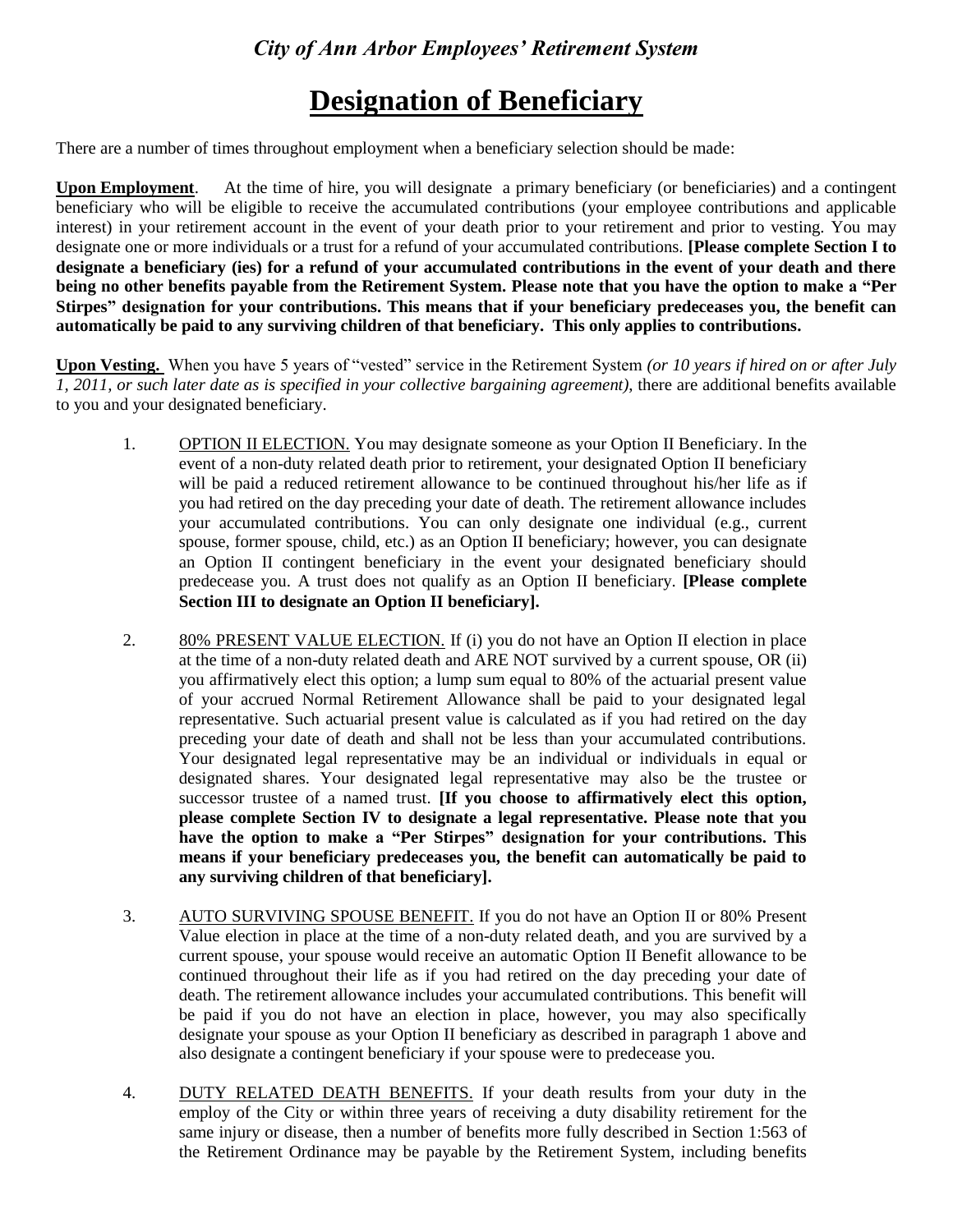*City of Ann Arbor Employees' Retirement System*

# Designation of Beneficiary

There are a number of times throughout employment when a beneficiary selection should be made:

**Upon Employment**. At the time of hire, you will designate a primary beneficiary (or beneficiaries) and a contingent beneficiary who will be eligible to receive the accumulated contributions (your employee contributions and applicable interest) in your retirement account in the event of your death prior to your retirement and prior to vesting. You may designate one or more individuals or a trust for a refund of your accumulated contributions. **[Please complete Section I to designate a beneficiary (ies) for a refund of your accumulated contributions in the event of your death and there being no other benefits payable from the Retirement System. Please note that you have the option to make a "Per Stirpes" designation for your contributions. This means that if your beneficiary predeceases you, the benefit can automatically be paid to any surviving children of that beneficiary. This only applies to contributions.**

**Upon Vesting.** When you have 5 years of "vested" service in the Retirement System *(or 10 years if hired on or after July 1, 2011, or such later date as is specified in your collective bargaining agreement)*, there are additional benefits available to you and your designated beneficiary.

1. OPTION II ELECTION. You may designate someone as your Option II Beneficiary. In the event of a non-duty related death prior to retirement, your designated Option II beneficiary will be paid a reduced retirement allowance to be continued throughout his/her life as if you had retired on the day preceding your date of death. The retirement allowance includes your accumulated contributions. You can only designate one individual (e.g., current spouse, former spouse, child, etc.) as an Option II beneficiary; however, you can designate an Option II contingent beneficiary in the event your designated beneficiary should predecease you. A trust does not qualify as an Option II beneficiary. **[Please complete Section III to designate an Option II beneficiary].**

2. 80% PRESENT VALUE ELECTION. If (i) you do not have an Option II election in place at the time of a non-duty related death and ARE NOT survived by a current spouse, OR (ii) you affirmatively elect this option; a lump sum equal to 80% of the actuarial present value of your accrued Normal Retirement Allowance shall be paid to your designated legal representative. Such actuarial present value is calculated as if you had retired on the day preceding your date of death and shall not be less than your accumulated contributions. Your designated legal representative may be an individual or individuals in equal or designated shares. Your designated legal representative may also be the trustee or successor trustee of a named trust. **[If you choose to affirmatively elect this option, please complete Section IV to designate a legal representative. Please note that you have the option to make a "Per Stirpes" designation for your contributions. This means if your beneficiary predeceases you, the benefit can automatically be paid to any surviving children of that beneficiary].**

3. AUTO SURVIVING SPOUSE BENEFIT. If you do not have an Option II or 80% Present Value election in place at the time of a non-duty related death, and you are survived by a current spouse, your spouse would receive an automatic Option II Benefit allowance to be continued throughout their life as if you had retired on the day preceding your date of death. The retirement allowance includes your accumulated contributions. This benefit will be paid if you do not have an election in place, however, you may also specifically designate your spouse as your Option II beneficiary as described in paragraph 1 above and also designate a contingent beneficiary if your spouse were to predecease you.

4. DUTY RELATED DEATH BENEFITS. If your death results from your duty in the employ of the City or within three years of receiving a duty disability retirement for the same injury or disease, then a number of benefits more fully described in Section 1:563 of the Retirement Ordinance may be payable by the Retirement System, including benefits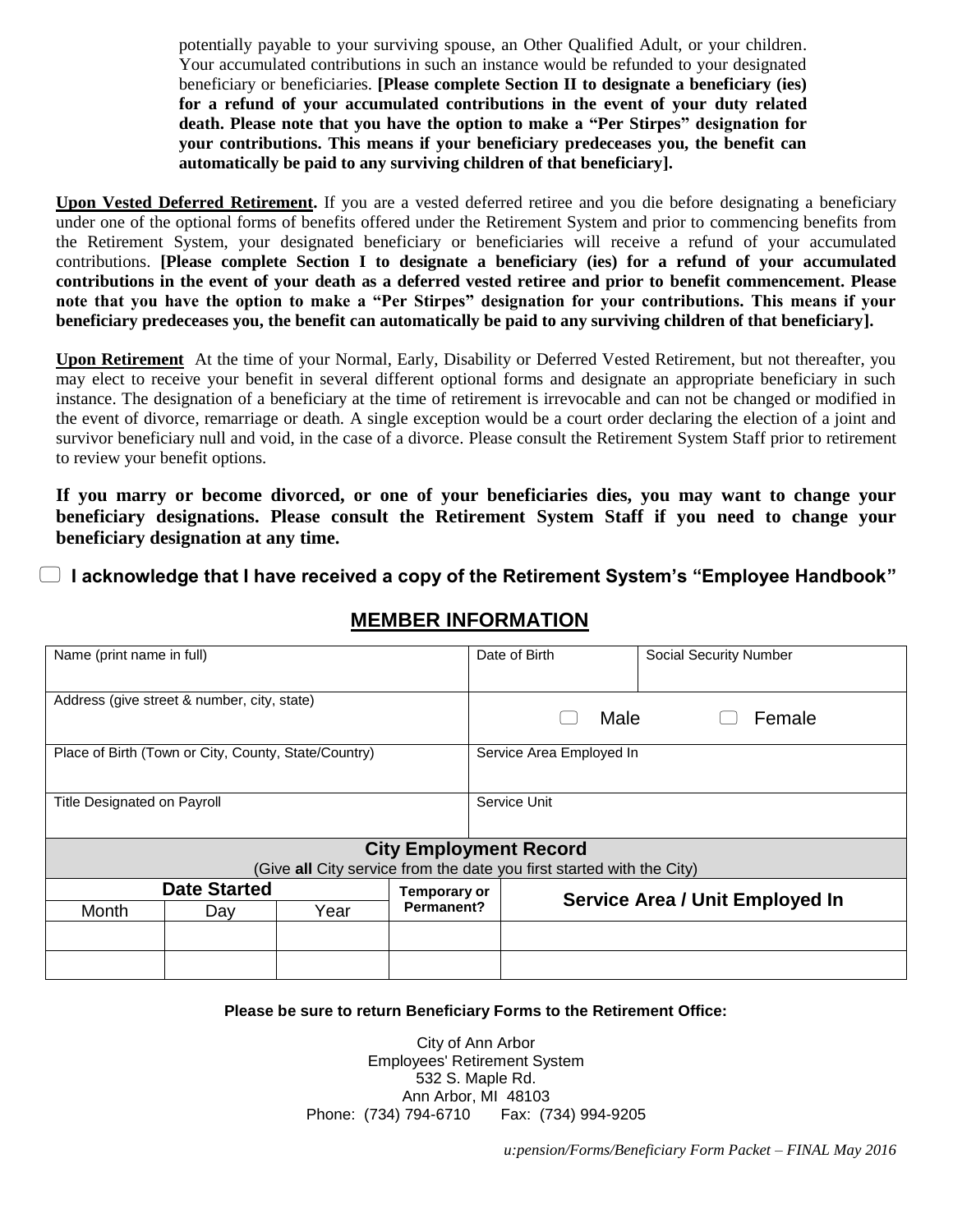potentially payable to your surviving spouse, an Other Qualified Adult, or your children. Your accumulated contributions in such an instance would be refunded to your designated beneficiary or beneficiaries. **[Please complete Section II to designate a beneficiary (ies) for a refund of your accumulated contributions in the event of your duty related death. Please note that you have the option to make a "Per Stirpes" designation for your contributions. This means if your beneficiary predeceases you, the benefit can automatically be paid to any surviving children of that beneficiary].**

**Upon Vested Deferred Retirement.** If you are a vested deferred retiree and you die before designating a beneficiary under one of the optional forms of benefits offered under the Retirement System and prior to commencing benefits from the Retirement System, your designated beneficiary or beneficiaries will receive a refund of your accumulated contributions. **[Please complete Section I to designate a beneficiary (ies) for a refund of your accumulated contributions in the event of your death as a deferred vested retiree and prior to benefit commencement. Please note that you have the option to make a "Per Stirpes" designation for your contributions. This means if your beneficiary predeceases you, the benefit can automatically be paid to any surviving children of that beneficiary].**

**Upon Retirement** At the time of your Normal, Early, Disability or Deferred Vested Retirement, but not thereafter, you may elect to receive your benefit in several different optional forms and designate an appropriate beneficiary in such instance. The designation of a beneficiary at the time of retirement is irrevocable and can not be changed or modified in the event of divorce, remarriage or death. A single exception would be a court order declaring the election of a joint and survivor beneficiary null and void, in the case of a divorce. Please consult the Retirement System Staff prior to retirement to review your benefit options.

**If you marry or become divorced, or one of your beneficiaries dies, you may want to change your beneficiary designations. Please consult the Retirement System Staff if you need to change your beneficiary designation at any time.**

☐ **I acknowledge that I have received a copy of the Retirement System's "Employee Handbook"**

## MEMBER INFORMATION

| Name (print name in full) | Date of Birth | Social Security Number |
|---|---|---|
| Address (give street & number, city, state) | ☐ Male | ☐ Female |
| Place of Birth (Town or City, County, State/Country) | Service Area Employed In | |
| Title Designated on Payroll | Service Unit | |

| **City Employment Record** (Give **all** City service from the date you first started with the City) | | | | |
|---|---|---|---|---|
| **Date Started** | | | **Temporary or Permanent?** | **Service Area / Unit Employed In** |
| Month | Day | Year | | |
| | | | | |
| | | | | |

**Please be sure to return Beneficiary Forms to the Retirement Office:**

City of Ann Arbor
Employees' Retirement System
532 S. Maple Rd.
Ann Arbor, MI 48103
Phone: (734) 794-6710 Fax: (734) 994-9205

*u:pension/Forms/Beneficiary Form Packet – FINAL May 2016*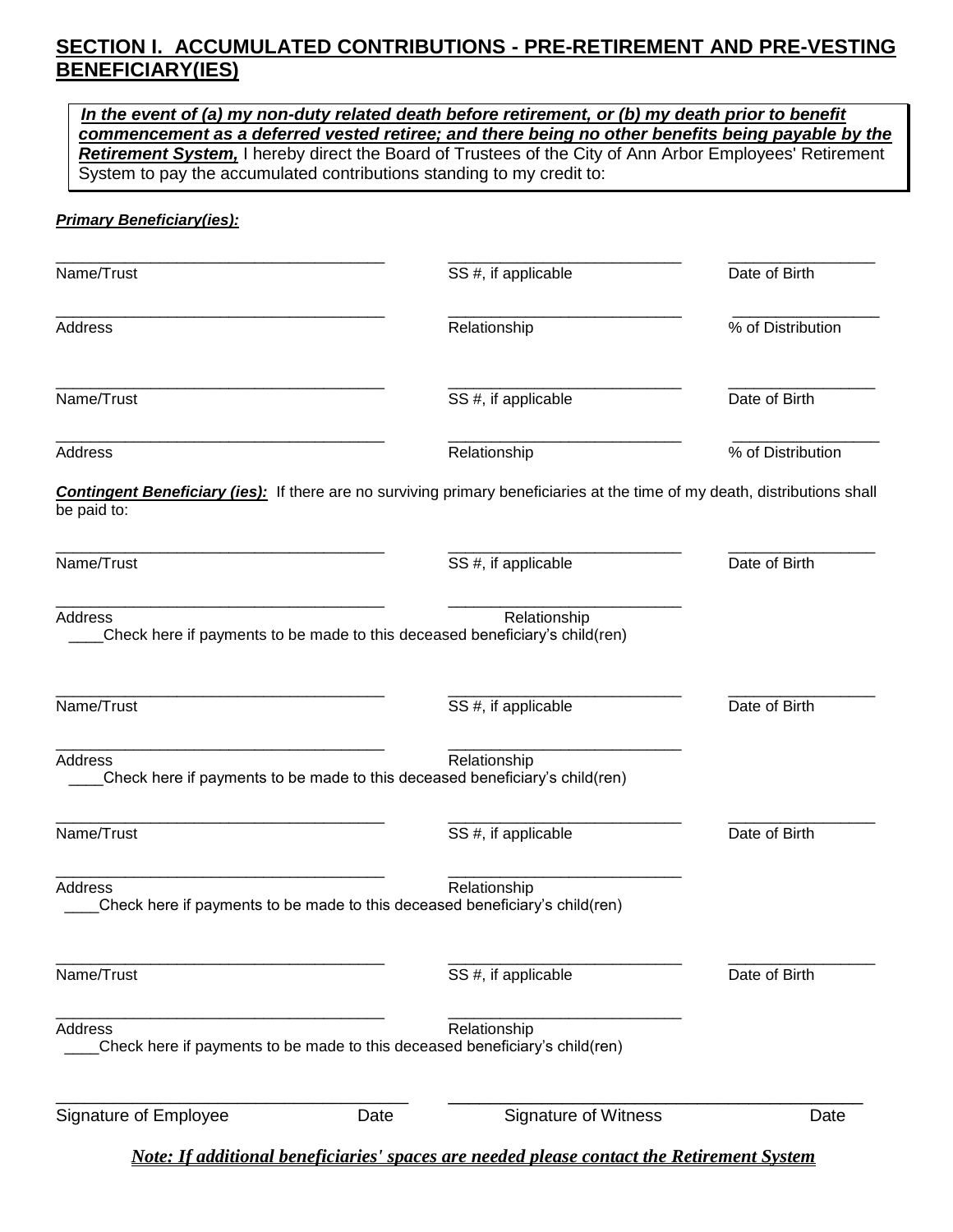## SECTION I. ACCUMULATED CONTRIBUTIONS - PRE-RETIREMENT AND PRE-VESTING BENEFICIARY(IES)

***In the event of (a) my non-duty related death before retirement, or (b) my death prior to benefit commencement as a deferred vested retiree; and there being no other benefits being payable by the Retirement System,*** I hereby direct the Board of Trustees of the City of Ann Arbor Employees' Retirement System to pay the accumulated contributions standing to my credit to:

***Primary Beneficiary(ies):***

| | | |
|---|---|---|
| ______________________________ Name/Trust | ______________________ SS #, if applicable | ______________ Date of Birth |
| ______________________________ Address | ______________________ Relationship | ______________ % of Distribution |
| ______________________________ Name/Trust | ______________________ SS #, if applicable | ______________ Date of Birth |
| ______________________________ Address | ______________________ Relationship | ______________ % of Distribution |

***Contingent Beneficiary (ies):*** If there are no surviving primary beneficiaries at the time of my death, distributions shall be paid to:

| | | |
|---|---|---|
| ______________________________ Name/Trust | ______________________ SS #, if applicable | ______________ Date of Birth |
| ______________________________ Address | ______________________ Relationship | |

____Check here if payments to be made to this deceased beneficiary's child(ren)

| | | |
|---|---|---|
| ______________________________ Name/Trust | ______________________ SS #, if applicable | ______________ Date of Birth |
| ______________________________ Address | ______________________ Relationship | |

____Check here if payments to be made to this deceased beneficiary's child(ren)

| | | |
|---|---|---|
| ______________________________ Name/Trust | ______________________ SS #, if applicable | ______________ Date of Birth |
| ______________________________ Address | ______________________ Relationship | |

____Check here if payments to be made to this deceased beneficiary's child(ren)

| | | |
|---|---|---|
| ______________________________ Name/Trust | ______________________ SS #, if applicable | ______________ Date of Birth |
| ______________________________ Address | ______________________ Relationship | |

____Check here if payments to be made to this deceased beneficiary's child(ren)

______________________________ Signature of Employee Date

______________________________ Signature of Witness Date

***Note: If additional beneficiaries' spaces are needed please contact the Retirement System***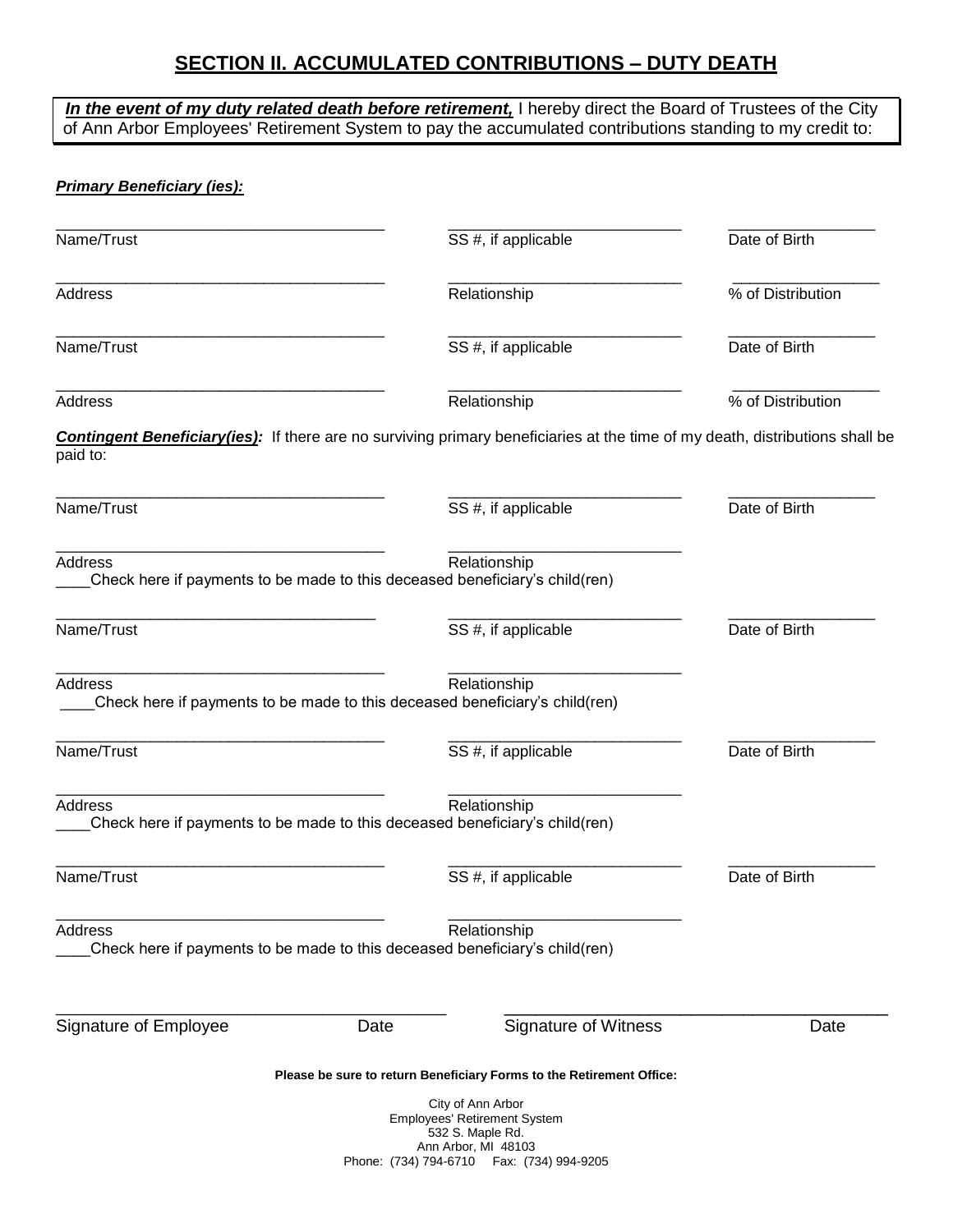## SECTION II. ACCUMULATED CONTRIBUTIONS – DUTY DEATH

***In the event of my duty related death before retirement,*** I hereby direct the Board of Trustees of the City of Ann Arbor Employees' Retirement System to pay the accumulated contributions standing to my credit to:

***Primary Beneficiary (ies):***

| | | |
|---|---|---|
| ______________________ | ______________________ | ______________ |
| Name/Trust | SS #, if applicable | Date of Birth |
| ______________________ | ______________________ | ______________ |
| Address | Relationship | % of Distribution |
| ______________________ | ______________________ | ______________ |
| Name/Trust | SS #, if applicable | Date of Birth |
| ______________________ | ______________________ | ______________ |
| Address | Relationship | % of Distribution |

***Contingent Beneficiary(ies):*** If there are no surviving primary beneficiaries at the time of my death, distributions shall be paid to:

| | | |
|---|---|---|
| ______________________ | ______________________ | ______________ |
| Name/Trust | SS #, if applicable | Date of Birth |
| ______________________ | ______________________ | |
| Address | Relationship | |

____Check here if payments to be made to this deceased beneficiary's child(ren)

| | | |
|---|---|---|
| ______________________ | ______________________ | ______________ |
| Name/Trust | SS #, if applicable | Date of Birth |
| ______________________ | ______________________ | |
| Address | Relationship | |

____Check here if payments to be made to this deceased beneficiary's child(ren)

| | | |
|---|---|---|
| ______________________ | ______________________ | ______________ |
| Name/Trust | SS #, if applicable | Date of Birth |
| ______________________ | ______________________ | |
| Address | Relationship | |

____Check here if payments to be made to this deceased beneficiary's child(ren)

| | | |
|---|---|---|
| ______________________ | ______________________ | ______________ |
| Name/Trust | SS #, if applicable | Date of Birth |
| ______________________ | ______________________ | |
| Address | Relationship | |

____Check here if payments to be made to this deceased beneficiary's child(ren)

| | | | |
|---|---|---|---|
| ______________________ | | ______________________ | |
| Signature of Employee | Date | Signature of Witness | Date |

**Please be sure to return Beneficiary Forms to the Retirement Office:**

City of Ann Arbor
Employees' Retirement System
532 S. Maple Rd.
Ann Arbor, MI 48103
Phone: (734) 794-6710 Fax: (734) 994-9205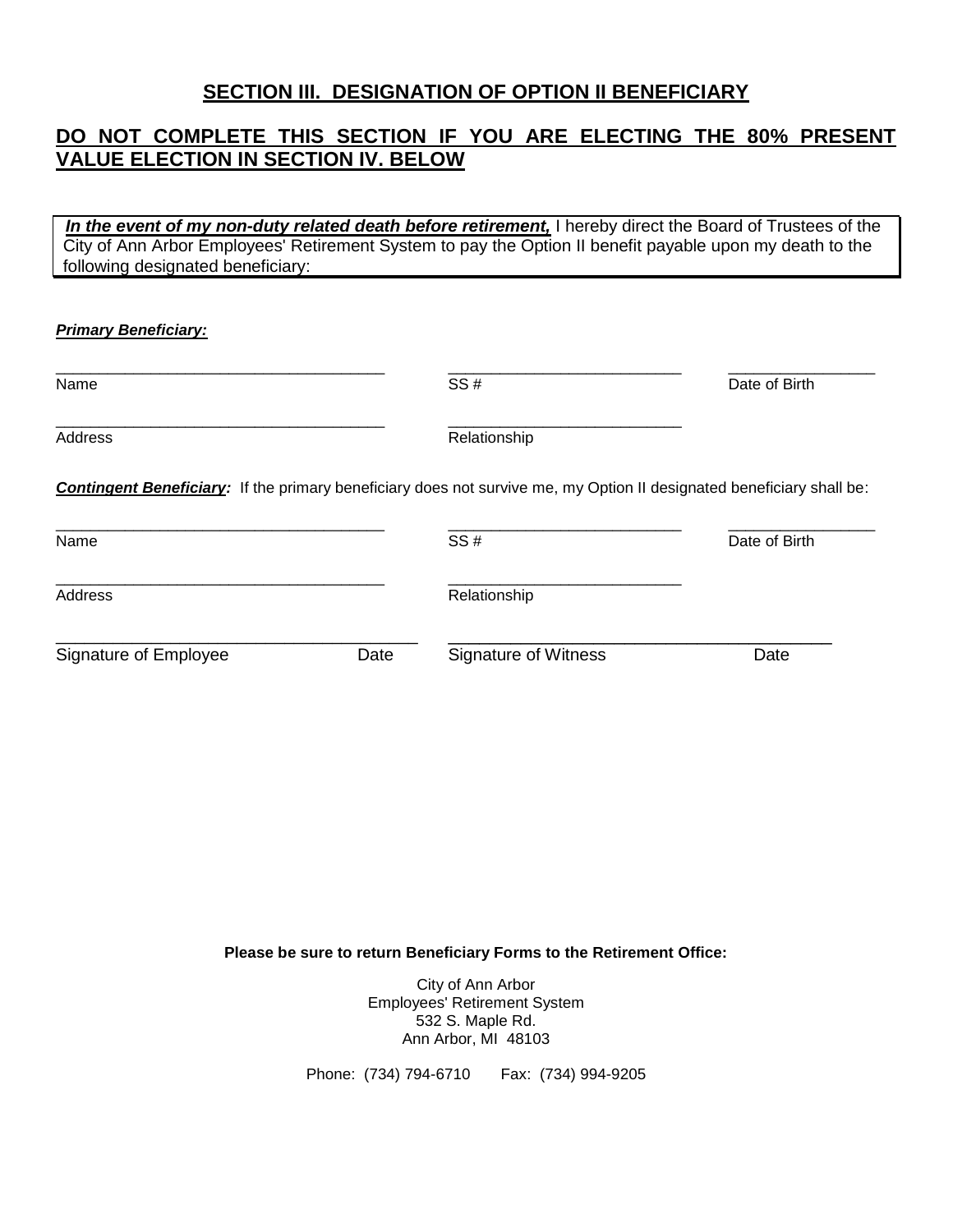## SECTION III. DESIGNATION OF OPTION II BENEFICIARY

## DO NOT COMPLETE THIS SECTION IF YOU ARE ELECTING THE 80% PRESENT VALUE ELECTION IN SECTION IV. BELOW

***In the event of my non-duty related death before retirement,*** I hereby direct the Board of Trustees of the City of Ann Arbor Employees' Retirement System to pay the Option II benefit payable upon my death to the following designated beneficiary:

***Primary Beneficiary:***

_____________________________________ _________________________ _______________
Name SS # Date of Birth

_____________________________________ _________________________
Address Relationship

***Contingent Beneficiary:*** If the primary beneficiary does not survive me, my Option II designated beneficiary shall be:

_____________________________________ _________________________ _______________
Name SS # Date of Birth

_____________________________________ _________________________
Address Relationship

_____________________________________ _____________________________________
Signature of Employee Date Signature of Witness Date

**Please be sure to return Beneficiary Forms to the Retirement Office:**

City of Ann Arbor
Employees' Retirement System
532 S. Maple Rd.
Ann Arbor, MI 48103

Phone: (734) 794-6710 Fax: (734) 994-9205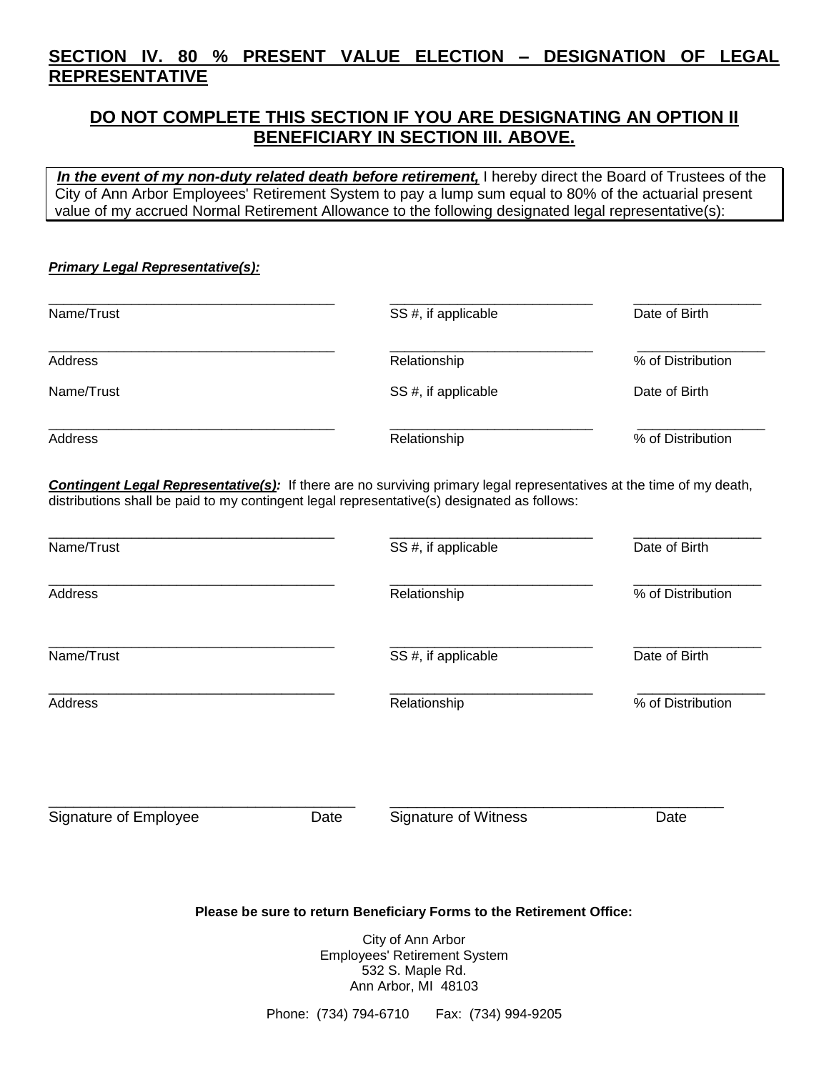## SECTION IV. 80 % PRESENT VALUE ELECTION – DESIGNATION OF LEGAL REPRESENTATIVE

### DO NOT COMPLETE THIS SECTION IF YOU ARE DESIGNATING AN OPTION II BENEFICIARY IN SECTION III. ABOVE.

***In the event of my non-duty related death before retirement,*** I hereby direct the Board of Trustees of the City of Ann Arbor Employees' Retirement System to pay a lump sum equal to 80% of the actuarial present value of my accrued Normal Retirement Allowance to the following designated legal representative(s):

***Primary Legal Representative(s):***

| | | |
|---|---|---|
| Name/Trust | SS #, if applicable | Date of Birth |
| Address | Relationship | % of Distribution |
| Name/Trust | SS #, if applicable | Date of Birth |
| Address | Relationship | % of Distribution |

***Contingent Legal Representative(s):*** If there are no surviving primary legal representatives at the time of my death, distributions shall be paid to my contingent legal representative(s) designated as follows:

| | | |
|---|---|---|
| Name/Trust | SS #, if applicable | Date of Birth |
| Address | Relationship | % of Distribution |
| Name/Trust | SS #, if applicable | Date of Birth |
| Address | Relationship | % of Distribution |

| | | | |
|---|---|---|---|
| Signature of Employee | Date | Signature of Witness | Date |

**Please be sure to return Beneficiary Forms to the Retirement Office:**

City of Ann Arbor
Employees' Retirement System
532 S. Maple Rd.
Ann Arbor, MI 48103

Phone: (734) 794-6710 Fax: (734) 994-9205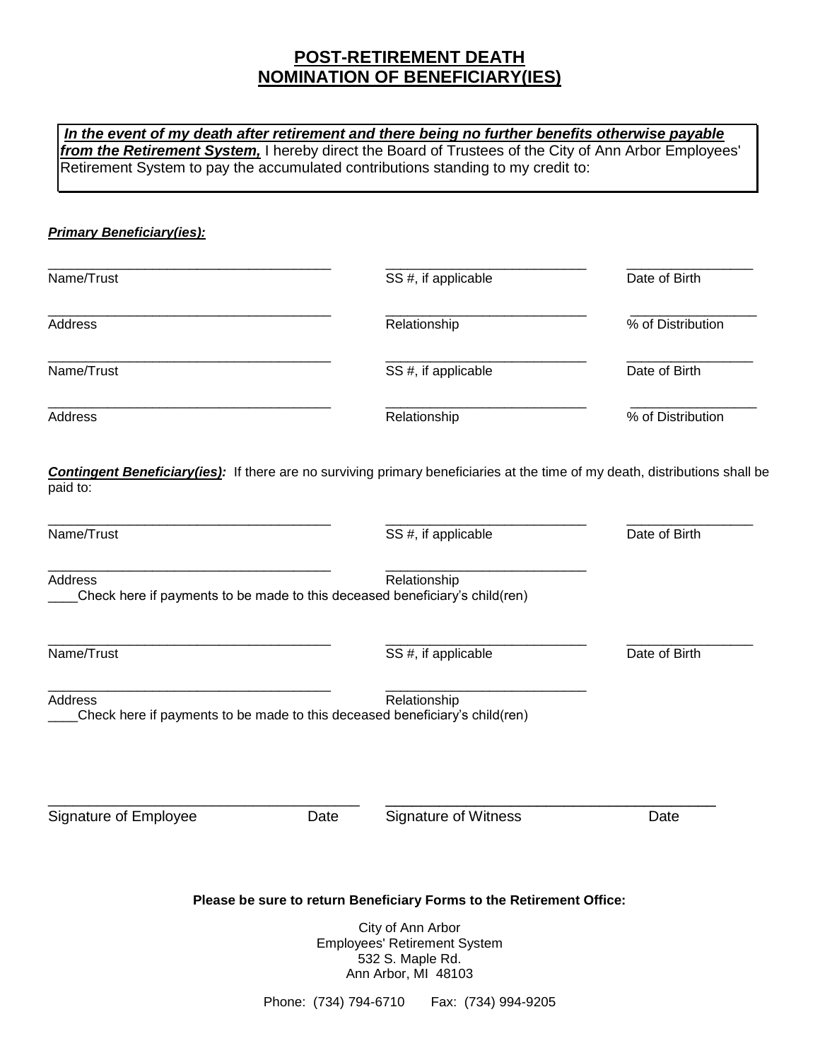# POST-RETIREMENT DEATH
# NOMINATION OF BENEFICIARY(IES)

***In the event of my death after retirement and there being no further benefits otherwise payable from the Retirement System,*** I hereby direct the Board of Trustees of the City of Ann Arbor Employees' Retirement System to pay the accumulated contributions standing to my credit to:

***Primary Beneficiary(ies):***

| | | |
|---|---|---|
| ______________________________ | ______________________ | ______________ |
| Name/Trust | SS #, if applicable | Date of Birth |
| ______________________________ | ______________________ | ______________ |
| Address | Relationship | % of Distribution |
| ______________________________ | ______________________ | ______________ |
| Name/Trust | SS #, if applicable | Date of Birth |
| ______________________________ | ______________________ | ______________ |
| Address | Relationship | % of Distribution |

***Contingent Beneficiary(ies):*** If there are no surviving primary beneficiaries at the time of my death, distributions shall be paid to:

| | | |
|---|---|---|
| ______________________________ | ______________________ | ______________ |
| Name/Trust | SS #, if applicable | Date of Birth |
| ______________________________ | ______________________ | |
| Address | Relationship | |

____Check here if payments to be made to this deceased beneficiary's child(ren)

| | | |
|---|---|---|
| ______________________________ | ______________________ | ______________ |
| Name/Trust | SS #, if applicable | Date of Birth |
| ______________________________ | ______________________ | |
| Address | Relationship | |

____Check here if payments to be made to this deceased beneficiary's child(ren)

| | | | |
|---|---|---|---|
| ______________________________ | | ______________________________ | |
| Signature of Employee | Date | Signature of Witness | Date |

**Please be sure to return Beneficiary Forms to the Retirement Office:**

City of Ann Arbor
Employees' Retirement System
532 S. Maple Rd.
Ann Arbor, MI 48103

Phone: (734) 794-6710 Fax: (734) 994-9205